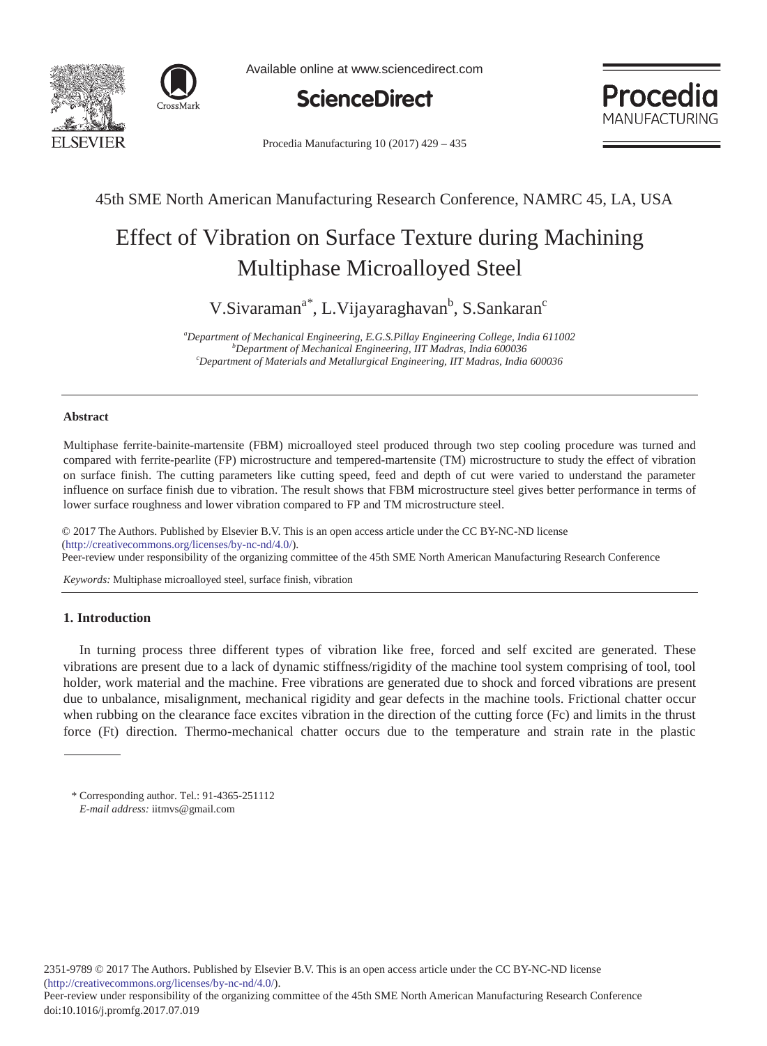45th SME North American Manufacturing Research Conference, NAMRC 45, LA, USA

# Effect of Vibration on Surface Texture during Machining Multiphase Microalloyed Steel

V.Sivaraman[a*], L.Vijayaraghavan[b], S.Sankaran[c]

[a]*Department of Mechanical Engineering, E.G.S.Pillay Engineering College, India 611002*
[b]*Department of Mechanical Engineering, IIT Madras, India 600036*
[c]*Department of Materials and Metallurgical Engineering, IIT Madras, India 600036*

---

### Abstract

Multiphase ferrite-bainite-martensite (FBM) microalloyed steel produced through two step cooling procedure was turned and compared with ferrite-pearlite (FP) microstructure and tempered-martensite (TM) microstructure to study the effect of vibration on surface finish. The cutting parameters like cutting speed, feed and depth of cut were varied to understand the parameter influence on surface finish due to vibration. The result shows that FBM microstructure steel gives better performance in terms of lower surface roughness and lower vibration compared to FP and TM microstructure steel.

© 2017 The Authors. Published by Elsevier B.V. This is an open access article under the CC BY-NC-ND license (http://creativecommons.org/licenses/by-nc-nd/4.0/).
Peer-review under responsibility of the organizing committee of the 45th SME North American Manufacturing Research Conference

*Keywords:* Multiphase microalloyed steel, surface finish, vibration

---

## 1. Introduction

In turning process three different types of vibration like free, forced and self excited are generated. These vibrations are present due to a lack of dynamic stiffness/rigidity of the machine tool system comprising of tool, tool holder, work material and the machine. Free vibrations are generated due to shock and forced vibrations are present due to unbalance, misalignment, mechanical rigidity and gear defects in the machine tools. Frictional chatter occur when rubbing on the clearance face excites vibration in the direction of the cutting force (Fc) and limits in the thrust force (Ft) direction. Thermo-mechanical chatter occurs due to the temperature and strain rate in the plastic

\* Corresponding author. Tel.: 91-4365-251112
*E-mail address:* iitmvs@gmail.com

2351-9789 © 2017 The Authors. Published by Elsevier B.V. This is an open access article under the CC BY-NC-ND license (http://creativecommons.org/licenses/by-nc-nd/4.0/).
Peer-review under responsibility of the organizing committee of the 45th SME North American Manufacturing Research Conference
doi:10.1016/j.promfg.2017.07.019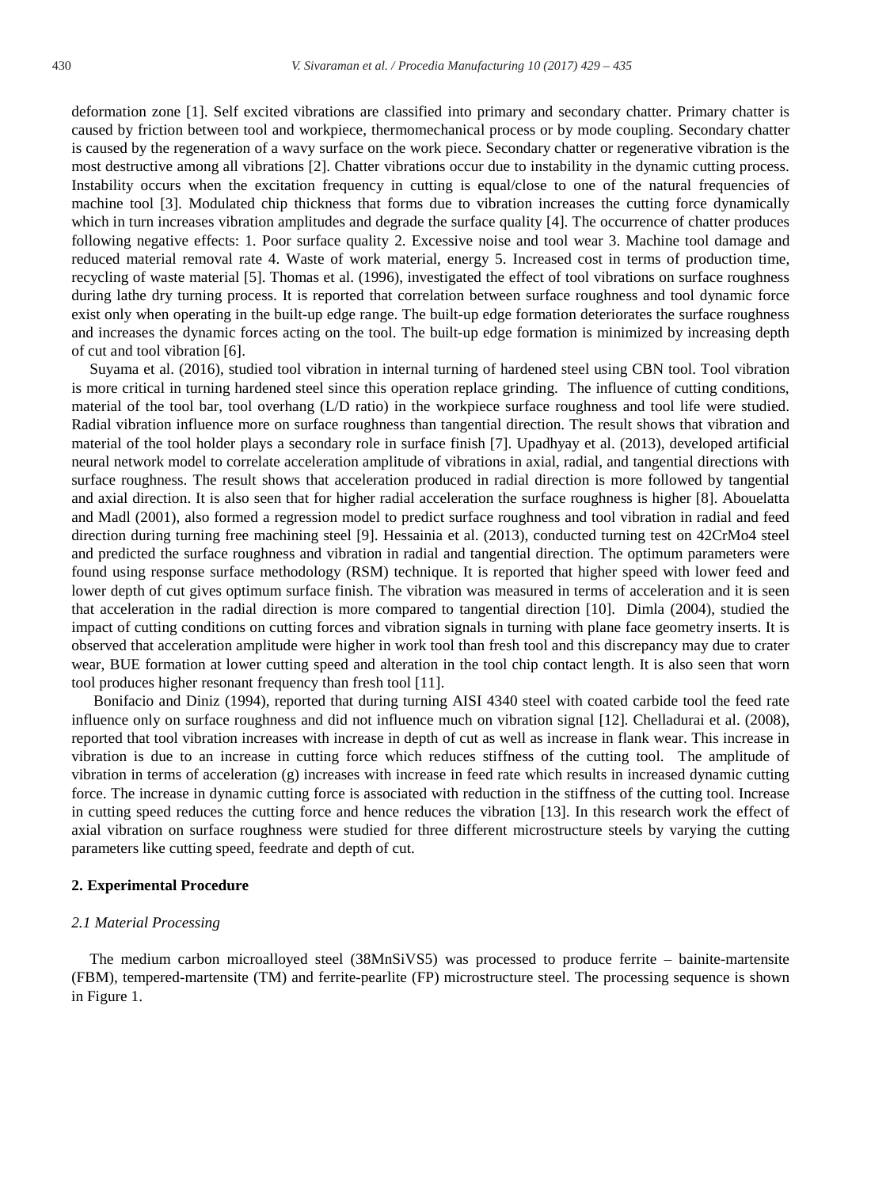deformation zone [1]. Self excited vibrations are classified into primary and secondary chatter. Primary chatter is caused by friction between tool and workpiece, thermomechanical process or by mode coupling. Secondary chatter is caused by the regeneration of a wavy surface on the work piece. Secondary chatter or regenerative vibration is the most destructive among all vibrations [2]. Chatter vibrations occur due to instability in the dynamic cutting process. Instability occurs when the excitation frequency in cutting is equal/close to one of the natural frequencies of machine tool [3]. Modulated chip thickness that forms due to vibration increases the cutting force dynamically which in turn increases vibration amplitudes and degrade the surface quality [4]. The occurrence of chatter produces following negative effects: 1. Poor surface quality 2. Excessive noise and tool wear 3. Machine tool damage and reduced material removal rate 4. Waste of work material, energy 5. Increased cost in terms of production time, recycling of waste material [5]. Thomas et al. (1996), investigated the effect of tool vibrations on surface roughness during lathe dry turning process. It is reported that correlation between surface roughness and tool dynamic force exist only when operating in the built-up edge range. The built-up edge formation deteriorates the surface roughness and increases the dynamic forces acting on the tool. The built-up edge formation is minimized by increasing depth of cut and tool vibration [6].

Suyama et al. (2016), studied tool vibration in internal turning of hardened steel using CBN tool. Tool vibration is more critical in turning hardened steel since this operation replace grinding. The influence of cutting conditions, material of the tool bar, tool overhang (L/D ratio) in the workpiece surface roughness and tool life were studied. Radial vibration influence more on surface roughness than tangential direction. The result shows that vibration and material of the tool holder plays a secondary role in surface finish [7]. Upadhyay et al. (2013), developed artificial neural network model to correlate acceleration amplitude of vibrations in axial, radial, and tangential directions with surface roughness. The result shows that acceleration produced in radial direction is more followed by tangential and axial direction. It is also seen that for higher radial acceleration the surface roughness is higher [8]. Abouelatta and Madl (2001), also formed a regression model to predict surface roughness and tool vibration in radial and feed direction during turning free machining steel [9]. Hessainia et al. (2013), conducted turning test on 42CrMo4 steel and predicted the surface roughness and vibration in radial and tangential direction. The optimum parameters were found using response surface methodology (RSM) technique. It is reported that higher speed with lower feed and lower depth of cut gives optimum surface finish. The vibration was measured in terms of acceleration and it is seen that acceleration in the radial direction is more compared to tangential direction [10]. Dimla (2004), studied the impact of cutting conditions on cutting forces and vibration signals in turning with plane face geometry inserts. It is observed that acceleration amplitude were higher in work tool than fresh tool and this discrepancy may due to crater wear, BUE formation at lower cutting speed and alteration in the tool chip contact length. It is also seen that worn tool produces higher resonant frequency than fresh tool [11].

Bonifacio and Diniz (1994), reported that during turning AISI 4340 steel with coated carbide tool the feed rate influence only on surface roughness and did not influence much on vibration signal [12]. Chelladurai et al. (2008), reported that tool vibration increases with increase in depth of cut as well as increase in flank wear. This increase in vibration is due to an increase in cutting force which reduces stiffness of the cutting tool. The amplitude of vibration in terms of acceleration (g) increases with increase in feed rate which results in increased dynamic cutting force. The increase in dynamic cutting force is associated with reduction in the stiffness of the cutting tool. Increase in cutting speed reduces the cutting force and hence reduces the vibration [13]. In this research work the effect of axial vibration on surface roughness were studied for three different microstructure steels by varying the cutting parameters like cutting speed, feedrate and depth of cut.

## 2. Experimental Procedure

### *2.1 Material Processing*

The medium carbon microalloyed steel (38MnSiVS5) was processed to produce ferrite – bainite-martensite (FBM), tempered-martensite (TM) and ferrite-pearlite (FP) microstructure steel. The processing sequence is shown in Figure 1.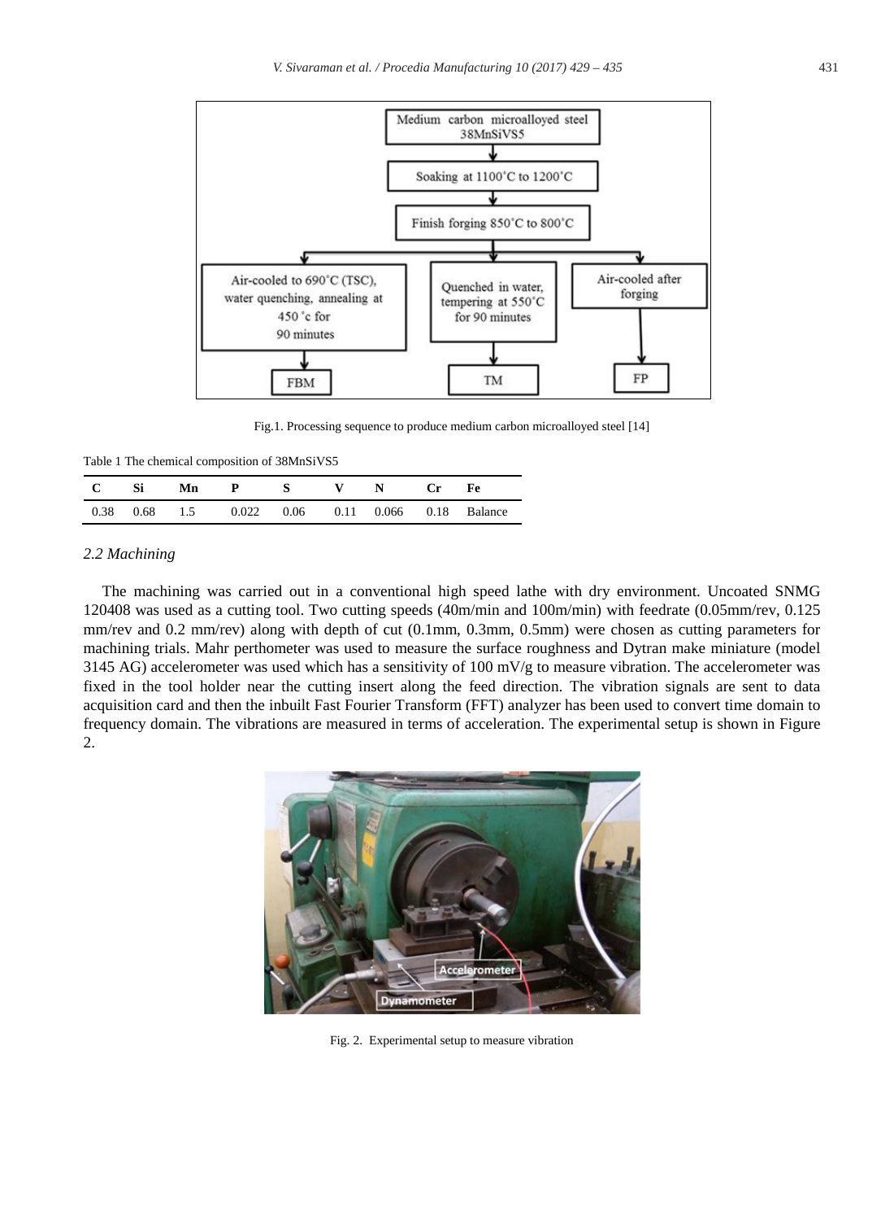Fig.1. Processing sequence to produce medium carbon microalloyed steel [14]

Table 1 The chemical composition of 38MnSiVS5

| C | Si | Mn | P | S | V | N | Cr | Fe |
|---|---|---|---|---|---|---|---|---|
| 0.38 | 0.68 | 1.5 | 0.022 | 0.06 | 0.11 | 0.066 | 0.18 | Balance |

### 2.2 Machining

The machining was carried out in a conventional high speed lathe with dry environment. Uncoated SNMG 120408 was used as a cutting tool. Two cutting speeds (40m/min and 100m/min) with feedrate (0.05mm/rev, 0.125 mm/rev and 0.2 mm/rev) along with depth of cut (0.1mm, 0.3mm, 0.5mm) were chosen as cutting parameters for machining trials. Mahr perthometer was used to measure the surface roughness and Dytran make miniature (model 3145 AG) accelerometer was used which has a sensitivity of 100 mV/g to measure vibration. The accelerometer was fixed in the tool holder near the cutting insert along the feed direction. The vibration signals are sent to data acquisition card and then the inbuilt Fast Fourier Transform (FFT) analyzer has been used to convert time domain to frequency domain. The vibrations are measured in terms of acceleration. The experimental setup is shown in Figure 2.

Fig. 2. Experimental setup to measure vibration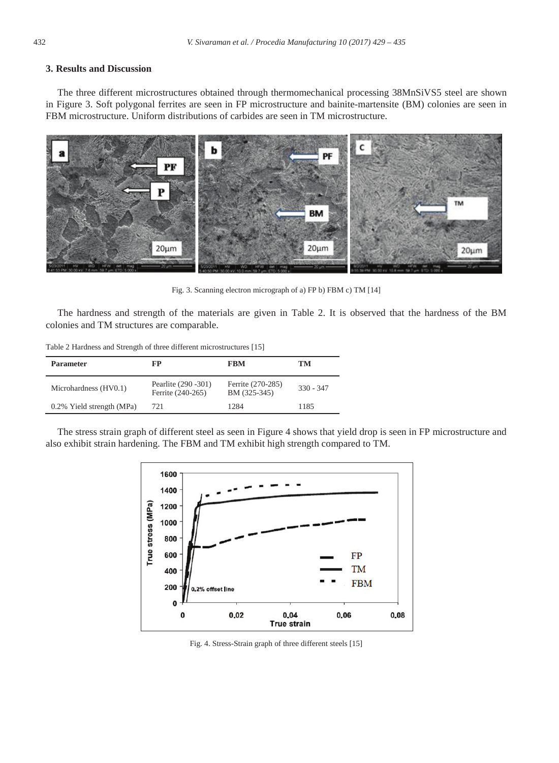## 3. Results and Discussion

The three different microstructures obtained through thermomechanical processing 38MnSiVS5 steel are shown in Figure 3. Soft polygonal ferrites are seen in FP microstructure and bainite-martensite (BM) colonies are seen in FBM microstructure. Uniform distributions of carbides are seen in TM microstructure.

Fig. 3. Scanning electron micrograph of a) FP b) FBM c) TM [14]

The hardness and strength of the materials are given in Table 2. It is observed that the hardness of the BM colonies and TM structures are comparable.

Table 2 Hardness and Strength of three different microstructures [15]

| Parameter | FP | FBM | TM |
|---|---|---|---|
| Microhardness (HV0.1) | Pearlite (290 -301) Ferrite (240-265) | Ferrite (270-285) BM (325-345) | 330 - 347 |
| 0.2% Yield strength (MPa) | 721 | 1284 | 1185 |

The stress strain graph of different steel as seen in Figure 4 shows that yield drop is seen in FP microstructure and also exhibit strain hardening. The FBM and TM exhibit high strength compared to TM.

Fig. 4. Stress-Strain graph of three different steels [15]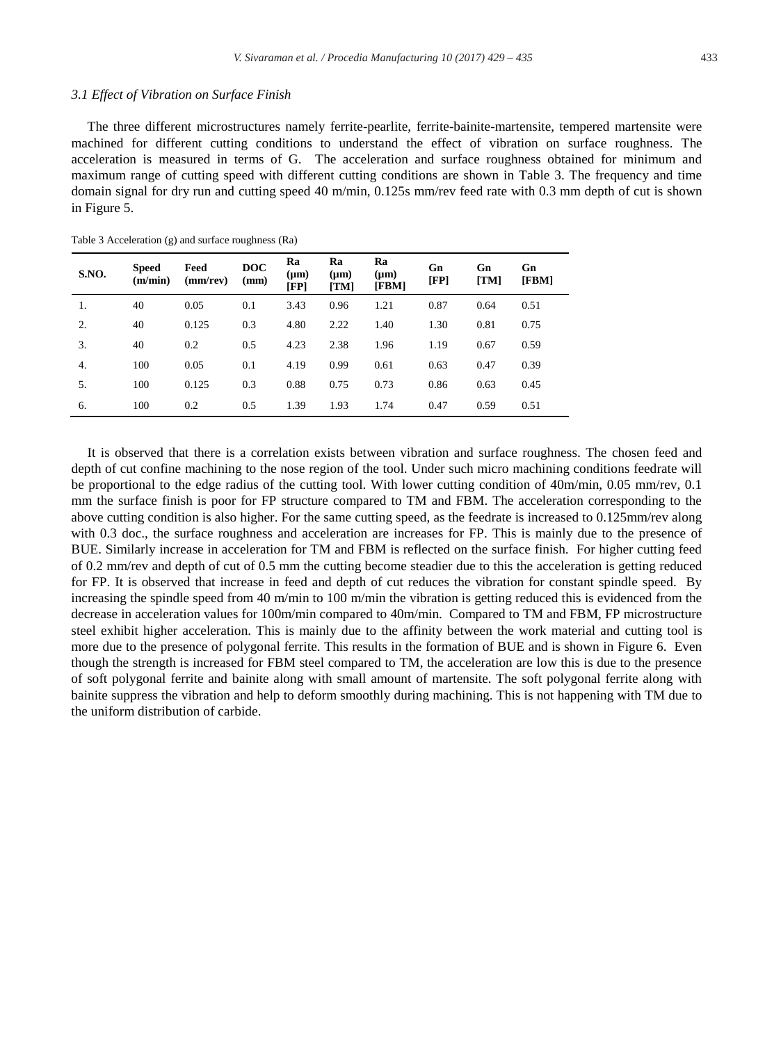### *3.1 Effect of Vibration on Surface Finish*

The three different microstructures namely ferrite-pearlite, ferrite-bainite-martensite, tempered martensite were machined for different cutting conditions to understand the effect of vibration on surface roughness. The acceleration is measured in terms of G. The acceleration and surface roughness obtained for minimum and maximum range of cutting speed with different cutting conditions are shown in Table 3. The frequency and time domain signal for dry run and cutting speed 40 m/min, 0.125s mm/rev feed rate with 0.3 mm depth of cut is shown in Figure 5.

Table 3 Acceleration (g) and surface roughness (Ra)

| S.NO. | Speed (m/min) | Feed (mm/rev) | DOC (mm) | Ra (μm) [FP] | Ra (μm) [TM] | Ra (μm) [FBM] | Gn [FP] | Gn [TM] | Gn [FBM] |
|---|---|---|---|---|---|---|---|---|---|
| 1. | 40 | 0.05 | 0.1 | 3.43 | 0.96 | 1.21 | 0.87 | 0.64 | 0.51 |
| 2. | 40 | 0.125 | 0.3 | 4.80 | 2.22 | 1.40 | 1.30 | 0.81 | 0.75 |
| 3. | 40 | 0.2 | 0.5 | 4.23 | 2.38 | 1.96 | 1.19 | 0.67 | 0.59 |
| 4. | 100 | 0.05 | 0.1 | 4.19 | 0.99 | 0.61 | 0.63 | 0.47 | 0.39 |
| 5. | 100 | 0.125 | 0.3 | 0.88 | 0.75 | 0.73 | 0.86 | 0.63 | 0.45 |
| 6. | 100 | 0.2 | 0.5 | 1.39 | 1.93 | 1.74 | 0.47 | 0.59 | 0.51 |

It is observed that there is a correlation exists between vibration and surface roughness. The chosen feed and depth of cut confine machining to the nose region of the tool. Under such micro machining conditions feedrate will be proportional to the edge radius of the cutting tool. With lower cutting condition of 40m/min, 0.05 mm/rev, 0.1 mm the surface finish is poor for FP structure compared to TM and FBM. The acceleration corresponding to the above cutting condition is also higher. For the same cutting speed, as the feedrate is increased to 0.125mm/rev along with 0.3 doc., the surface roughness and acceleration are increases for FP. This is mainly due to the presence of BUE. Similarly increase in acceleration for TM and FBM is reflected on the surface finish. For higher cutting feed of 0.2 mm/rev and depth of cut of 0.5 mm the cutting become steadier due to this the acceleration is getting reduced for FP. It is observed that increase in feed and depth of cut reduces the vibration for constant spindle speed. By increasing the spindle speed from 40 m/min to 100 m/min the vibration is getting reduced this is evidenced from the decrease in acceleration values for 100m/min compared to 40m/min. Compared to TM and FBM, FP microstructure steel exhibit higher acceleration. This is mainly due to the affinity between the work material and cutting tool is more due to the presence of polygonal ferrite. This results in the formation of BUE and is shown in Figure 6. Even though the strength is increased for FBM steel compared to TM, the acceleration are low this is due to the presence of soft polygonal ferrite and bainite along with small amount of martensite. The soft polygonal ferrite along with bainite suppress the vibration and help to deform smoothly during machining. This is not happening with TM due to the uniform distribution of carbide.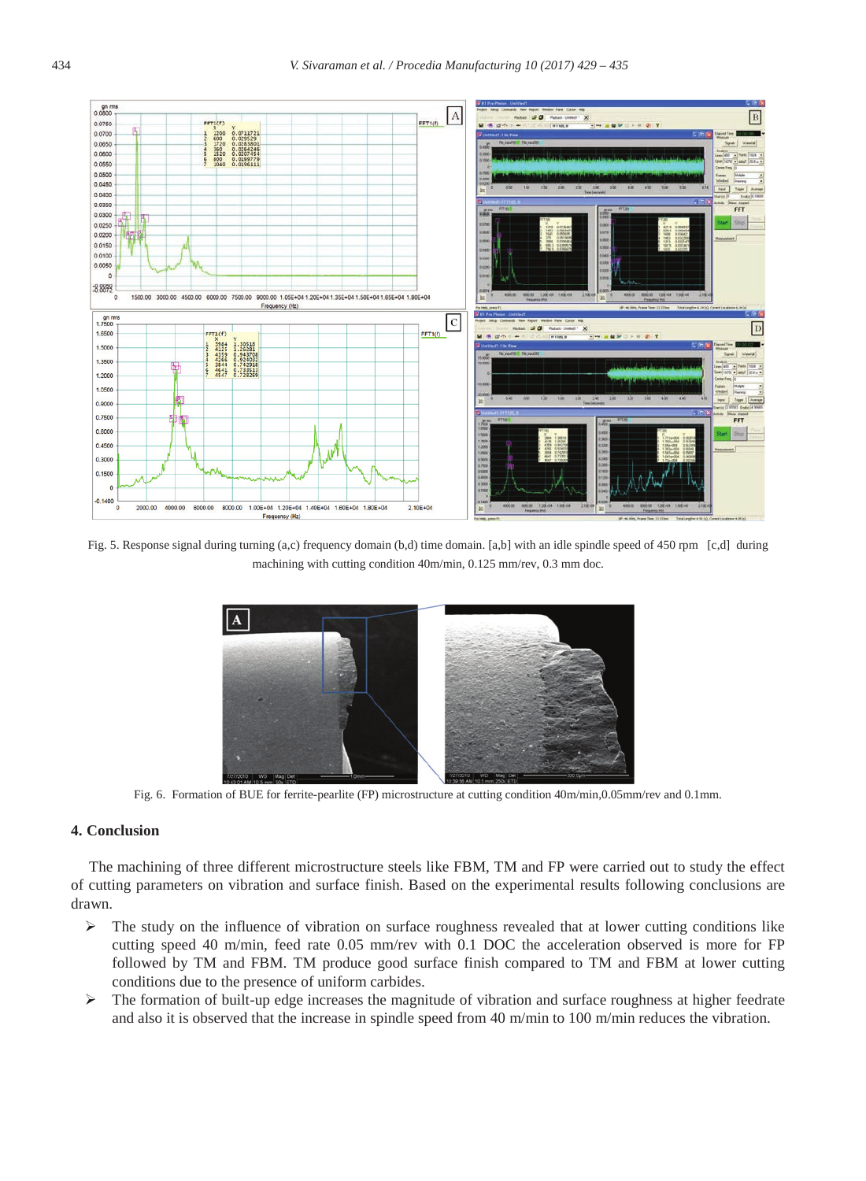Fig. 5. Response signal during turning (a,c) frequency domain (b,d) time domain. [a,b] with an idle spindle speed of 450 rpm [c,d] during machining with cutting condition 40m/min, 0.125 mm/rev, 0.3 mm doc.

Fig. 6. Formation of BUE for ferrite-pearlite (FP) microstructure at cutting condition 40m/min,0.05mm/rev and 0.1mm.

## 4. Conclusion

The machining of three different microstructure steels like FBM, TM and FP were carried out to study the effect of cutting parameters on vibration and surface finish. Based on the experimental results following conclusions are drawn.

- The study on the influence of vibration on surface roughness revealed that at lower cutting conditions like cutting speed 40 m/min, feed rate 0.05 mm/rev with 0.1 DOC the acceleration observed is more for FP followed by TM and FBM. TM produce good surface finish compared to TM and FBM at lower cutting conditions due to the presence of uniform carbides.
- The formation of built-up edge increases the magnitude of vibration and surface roughness at higher feedrate and also it is observed that the increase in spindle speed from 40 m/min to 100 m/min reduces the vibration.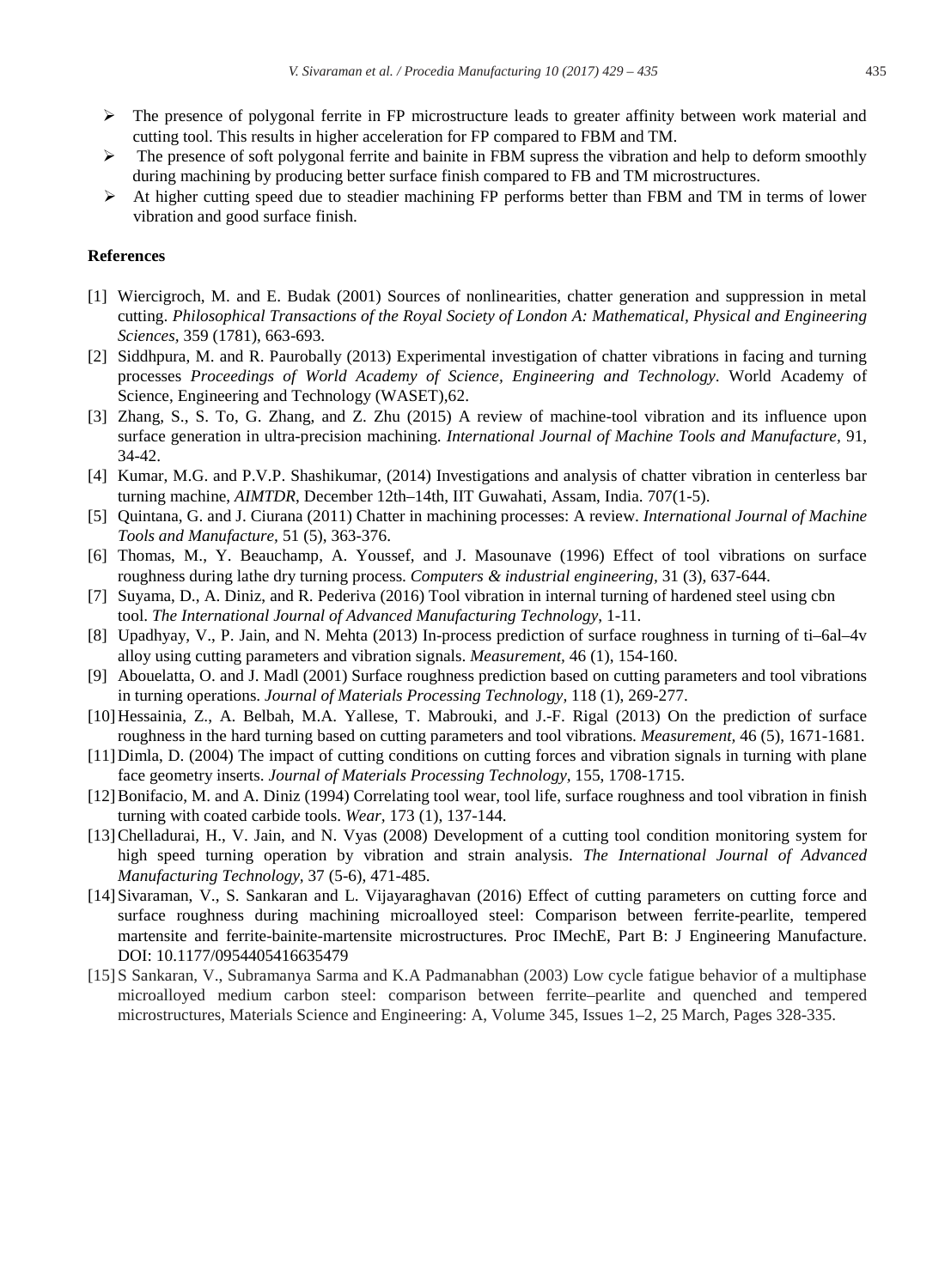- The presence of polygonal ferrite in FP microstructure leads to greater affinity between work material and cutting tool. This results in higher acceleration for FP compared to FBM and TM.
- The presence of soft polygonal ferrite and bainite in FBM supress the vibration and help to deform smoothly during machining by producing better surface finish compared to FB and TM microstructures.
- At higher cutting speed due to steadier machining FP performs better than FBM and TM in terms of lower vibration and good surface finish.

## References

[1] Wiercigroch, M. and E. Budak (2001) Sources of nonlinearities, chatter generation and suppression in metal cutting. *Philosophical Transactions of the Royal Society of London A: Mathematical, Physical and Engineering Sciences*, 359 (1781), 663-693.

[2] Siddhpura, M. and R. Paurobally (2013) Experimental investigation of chatter vibrations in facing and turning processes *Proceedings of World Academy of Science, Engineering and Technology*. World Academy of Science, Engineering and Technology (WASET),62.

[3] Zhang, S., S. To, G. Zhang, and Z. Zhu (2015) A review of machine-tool vibration and its influence upon surface generation in ultra-precision machining. *International Journal of Machine Tools and Manufacture*, 91, 34-42.

[4] Kumar, M.G. and P.V.P. Shashikumar, (2014) Investigations and analysis of chatter vibration in centerless bar turning machine, *AIMTDR*, December 12th–14th, IIT Guwahati, Assam, India. 707(1-5).

[5] Quintana, G. and J. Ciurana (2011) Chatter in machining processes: A review. *International Journal of Machine Tools and Manufacture*, 51 (5), 363-376.

[6] Thomas, M., Y. Beauchamp, A. Youssef, and J. Masounave (1996) Effect of tool vibrations on surface roughness during lathe dry turning process. *Computers & industrial engineering*, 31 (3), 637-644.

[7] Suyama, D., A. Diniz, and R. Pederiva (2016) Tool vibration in internal turning of hardened steel using cbn tool. *The International Journal of Advanced Manufacturing Technology*, 1-11.

[8] Upadhyay, V., P. Jain, and N. Mehta (2013) In-process prediction of surface roughness in turning of ti–6al–4v alloy using cutting parameters and vibration signals. *Measurement*, 46 (1), 154-160.

[9] Abouelatta, O. and J. Madl (2001) Surface roughness prediction based on cutting parameters and tool vibrations in turning operations. *Journal of Materials Processing Technology*, 118 (1), 269-277.

[10] Hessainia, Z., A. Belbah, M.A. Yallese, T. Mabrouki, and J.-F. Rigal (2013) On the prediction of surface roughness in the hard turning based on cutting parameters and tool vibrations. *Measurement*, 46 (5), 1671-1681.

[11] Dimla, D. (2004) The impact of cutting conditions on cutting forces and vibration signals in turning with plane face geometry inserts. *Journal of Materials Processing Technology*, 155, 1708-1715.

[12] Bonifacio, M. and A. Diniz (1994) Correlating tool wear, tool life, surface roughness and tool vibration in finish turning with coated carbide tools. *Wear*, 173 (1), 137-144.

[13] Chelladurai, H., V. Jain, and N. Vyas (2008) Development of a cutting tool condition monitoring system for high speed turning operation by vibration and strain analysis. *The International Journal of Advanced Manufacturing Technology*, 37 (5-6), 471-485.

[14] Sivaraman, V., S. Sankaran and L. Vijayaraghavan (2016) Effect of cutting parameters on cutting force and surface roughness during machining microalloyed steel: Comparison between ferrite-pearlite, tempered martensite and ferrite-bainite-martensite microstructures. Proc IMechE, Part B: J Engineering Manufacture. DOI: 10.1177/0954405416635479

[15] S Sankaran, V., Subramanya Sarma and K.A Padmanabhan (2003) Low cycle fatigue behavior of a multiphase microalloyed medium carbon steel: comparison between ferrite–pearlite and quenched and tempered microstructures, Materials Science and Engineering: A, Volume 345, Issues 1–2, 25 March, Pages 328-335.